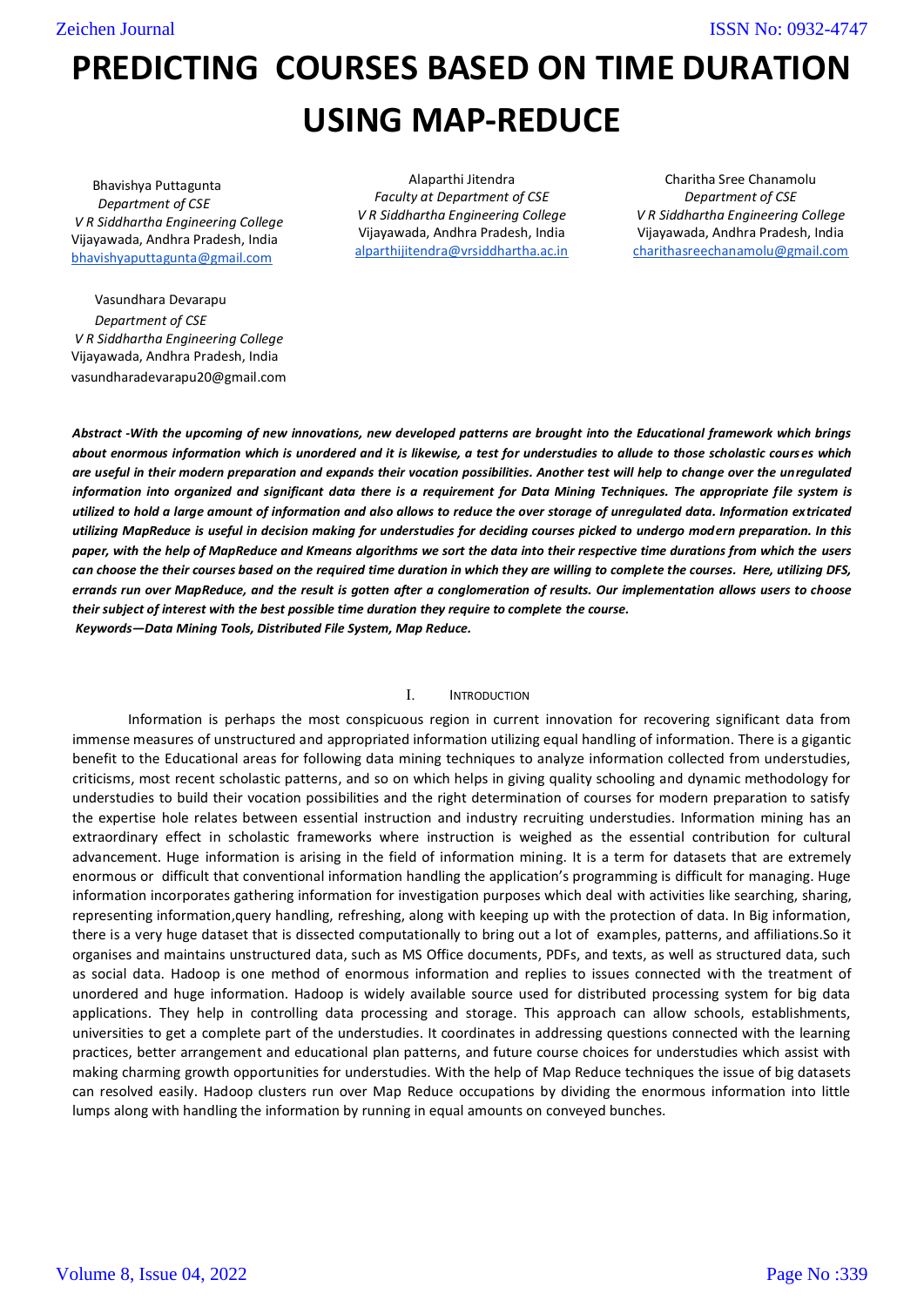# PREDICTING COURSES BASED ON TIME DURATION USING MAP-REDUCE

Bhavishya Puttagunta
*Department of CSE*
*V R Siddhartha Engineering College*
Vijayawada, Andhra Pradesh, India
bhavishyaputtagunta@gmail.com

Alaparthi Jitendra
*Faculty at Department of CSE*
*V R Siddhartha Engineering College*
Vijayawada, Andhra Pradesh, India
alparthijitendra@vrsiddhartha.ac.in

Charitha Sree Chanamolu
*Department of CSE*
*V R Siddhartha Engineering College*
Vijayawada, Andhra Pradesh, India
charithasreechanamolu@gmail.com

Vasundhara Devarapu
*Department of CSE*
*V R Siddhartha Engineering College*
Vijayawada, Andhra Pradesh, India
vasundharadevarapu20@gmail.com

***Abstract -With the upcoming of new innovations, new developed patterns are brought into the Educational framework which brings about enormous information which is unordered and it is likewise, a test for understudies to allude to those scholastic courses which are useful in their modern preparation and expands their vocation possibilities. Another test will help to change over the unregulated information into organized and significant data there is a requirement for Data Mining Techniques. The appropriate file system is utilized to hold a large amount of information and also allows to reduce the over storage of unregulated data. Information extricated utilizing MapReduce is useful in decision making for understudies for deciding courses picked to undergo modern preparation. In this paper, with the help of MapReduce and Kmeans algorithms we sort the data into their respective time durations from which the users can choose the their courses based on the required time duration in which they are willing to complete the courses. Here, utilizing DFS, errands run over MapReduce, and the result is gotten after a conglomeration of results. Our implementation allows users to choose their subject of interest with the best possible time duration they require to complete the course.***

***Keywords—Data Mining Tools, Distributed File System, Map Reduce.***

## I. INTRODUCTION

Information is perhaps the most conspicuous region in current innovation for recovering significant data from immense measures of unstructured and appropriated information utilizing equal handling of information. There is a gigantic benefit to the Educational areas for following data mining techniques to analyze information collected from understudies, criticisms, most recent scholastic patterns, and so on which helps in giving quality schooling and dynamic methodology for understudies to build their vocation possibilities and the right determination of courses for modern preparation to satisfy the expertise hole relates between essential instruction and industry recruiting understudies. Information mining has an extraordinary effect in scholastic frameworks where instruction is weighed as the essential contribution for cultural advancement. Huge information is arising in the field of information mining. It is a term for datasets that are extremely enormous or difficult that conventional information handling the application's programming is difficult for managing. Huge information incorporates gathering information for investigation purposes which deal with activities like searching, sharing, representing information,query handling, refreshing, along with keeping up with the protection of data. In Big information, there is a very huge dataset that is dissected computationally to bring out a lot of examples, patterns, and affiliations.So it organises and maintains unstructured data, such as MS Office documents, PDFs, and texts, as well as structured data, such as social data. Hadoop is one method of enormous information and replies to issues connected with the treatment of unordered and huge information. Hadoop is widely available source used for distributed processing system for big data applications. They help in controlling data processing and storage. This approach can allow schools, establishments, universities to get a complete part of the understudies. It coordinates in addressing questions connected with the learning practices, better arrangement and educational plan patterns, and future course choices for understudies which assist with making charming growth opportunities for understudies. With the help of Map Reduce techniques the issue of big datasets can resolved easily. Hadoop clusters run over Map Reduce occupations by dividing the enormous information into little lumps along with handling the information by running in equal amounts on conveyed bunches.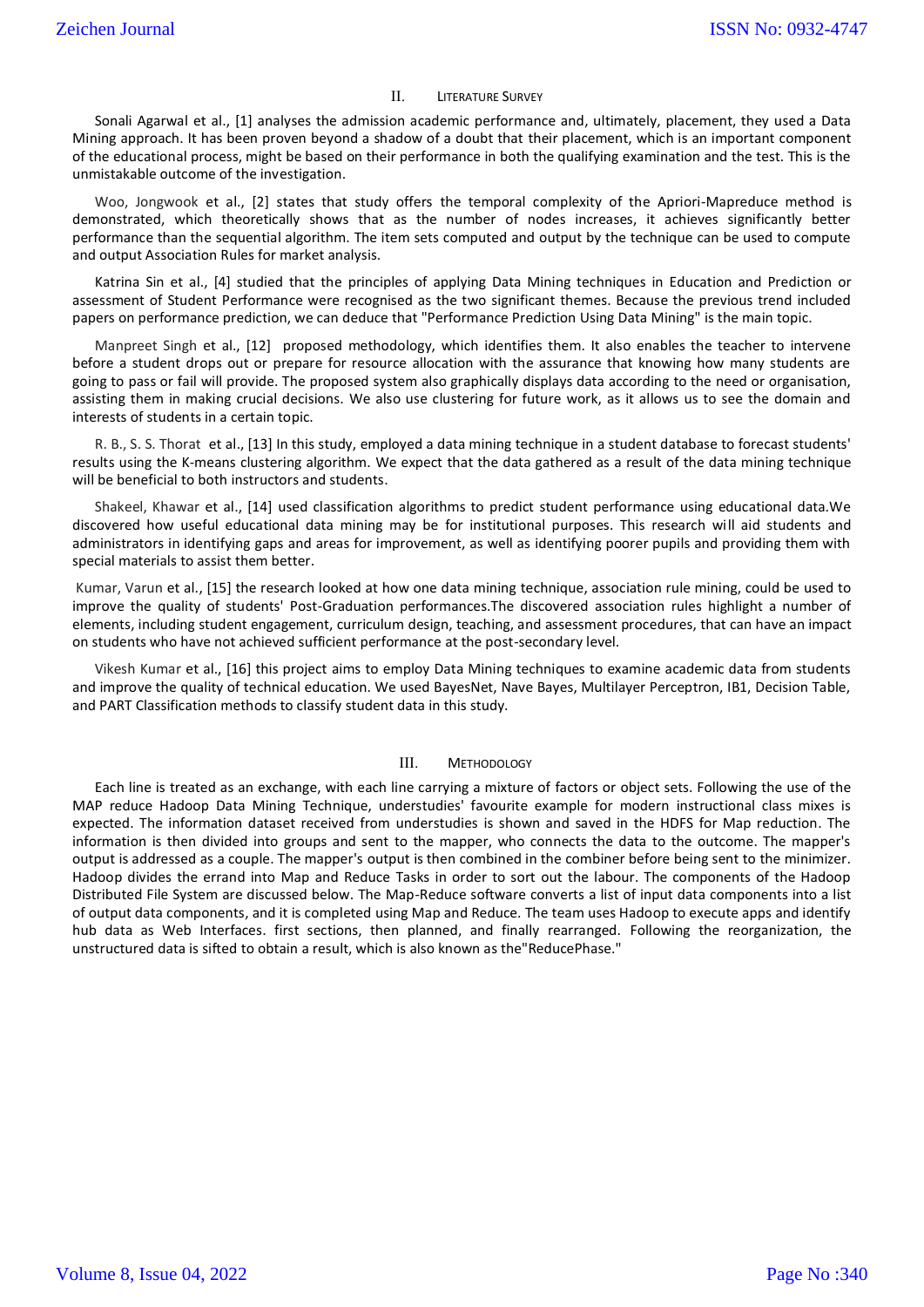## II. LITERATURE SURVEY

Sonali Agarwal et al., [1] analyses the admission academic performance and, ultimately, placement, they used a Data Mining approach. It has been proven beyond a shadow of a doubt that their placement, which is an important component of the educational process, might be based on their performance in both the qualifying examination and the test. This is the unmistakable outcome of the investigation.

Woo, Jongwook et al., [2] states that study offers the temporal complexity of the Apriori-Mapreduce method is demonstrated, which theoretically shows that as the number of nodes increases, it achieves significantly better performance than the sequential algorithm. The item sets computed and output by the technique can be used to compute and output Association Rules for market analysis.

Katrina Sin et al., [4] studied that the principles of applying Data Mining techniques in Education and Prediction or assessment of Student Performance were recognised as the two significant themes. Because the previous trend included papers on performance prediction, we can deduce that "Performance Prediction Using Data Mining" is the main topic.

Manpreet Singh et al., [12] proposed methodology, which identifies them. It also enables the teacher to intervene before a student drops out or prepare for resource allocation with the assurance that knowing how many students are going to pass or fail will provide. The proposed system also graphically displays data according to the need or organisation, assisting them in making crucial decisions. We also use clustering for future work, as it allows us to see the domain and interests of students in a certain topic.

R. B., S. S. Thorat et al., [13] In this study, employed a data mining technique in a student database to forecast students' results using the K-means clustering algorithm. We expect that the data gathered as a result of the data mining technique will be beneficial to both instructors and students.

Shakeel, Khawar et al., [14] used classification algorithms to predict student performance using educational data.We discovered how useful educational data mining may be for institutional purposes. This research will aid students and administrators in identifying gaps and areas for improvement, as well as identifying poorer pupils and providing them with special materials to assist them better.

Kumar, Varun et al., [15] the research looked at how one data mining technique, association rule mining, could be used to improve the quality of students' Post-Graduation performances.The discovered association rules highlight a number of elements, including student engagement, curriculum design, teaching, and assessment procedures, that can have an impact on students who have not achieved sufficient performance at the post-secondary level.

Vikesh Kumar et al., [16] this project aims to employ Data Mining techniques to examine academic data from students and improve the quality of technical education. We used BayesNet, Nave Bayes, Multilayer Perceptron, IB1, Decision Table, and PART Classification methods to classify student data in this study.

## III. METHODOLOGY

Each line is treated as an exchange, with each line carrying a mixture of factors or object sets. Following the use of the MAP reduce Hadoop Data Mining Technique, understudies' favourite example for modern instructional class mixes is expected. The information dataset received from understudies is shown and saved in the HDFS for Map reduction. The information is then divided into groups and sent to the mapper, who connects the data to the outcome. The mapper's output is addressed as a couple. The mapper's output is then combined in the combiner before being sent to the minimizer. Hadoop divides the errand into Map and Reduce Tasks in order to sort out the labour. The components of the Hadoop Distributed File System are discussed below. The Map-Reduce software converts a list of input data components into a list of output data components, and it is completed using Map and Reduce. The team uses Hadoop to execute apps and identify hub data as Web Interfaces. first sections, then planned, and finally rearranged. Following the reorganization, the unstructured data is sifted to obtain a result, which is also known as the"ReducePhase."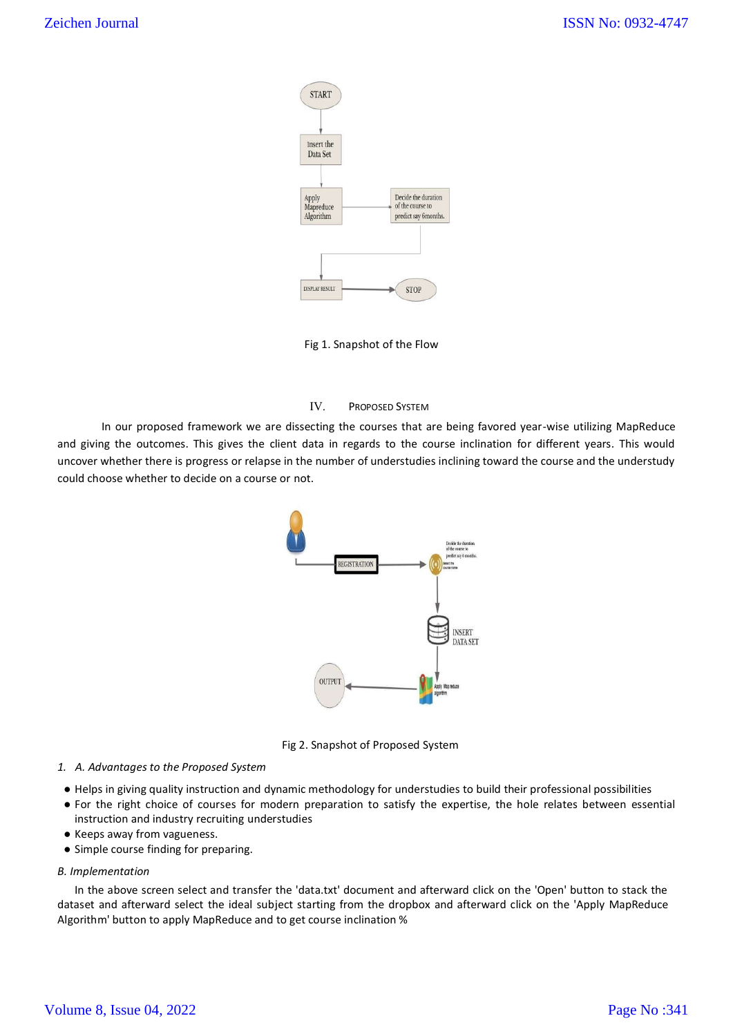Fig 1. Snapshot of the Flow

## IV. Proposed System

In our proposed framework we are dissecting the courses that are being favored year-wise utilizing MapReduce and giving the outcomes. This gives the client data in regards to the course inclination for different years. This would uncover whether there is progress or relapse in the number of understudies inclining toward the course and the understudy could choose whether to decide on a course or not.

Fig 2. Snapshot of Proposed System

### 1. *A. Advantages to the Proposed System*

- Helps in giving quality instruction and dynamic methodology for understudies to build their professional possibilities
- For the right choice of courses for modern preparation to satisfy the expertise, the hole relates between essential instruction and industry recruiting understudies
- Keeps away from vagueness.
- Simple course finding for preparing.

### *B. Implementation*

In the above screen select and transfer the 'data.txt' document and afterward click on the 'Open' button to stack the dataset and afterward select the ideal subject starting from the dropbox and afterward click on the 'Apply MapReduce Algorithm' button to apply MapReduce and to get course inclination %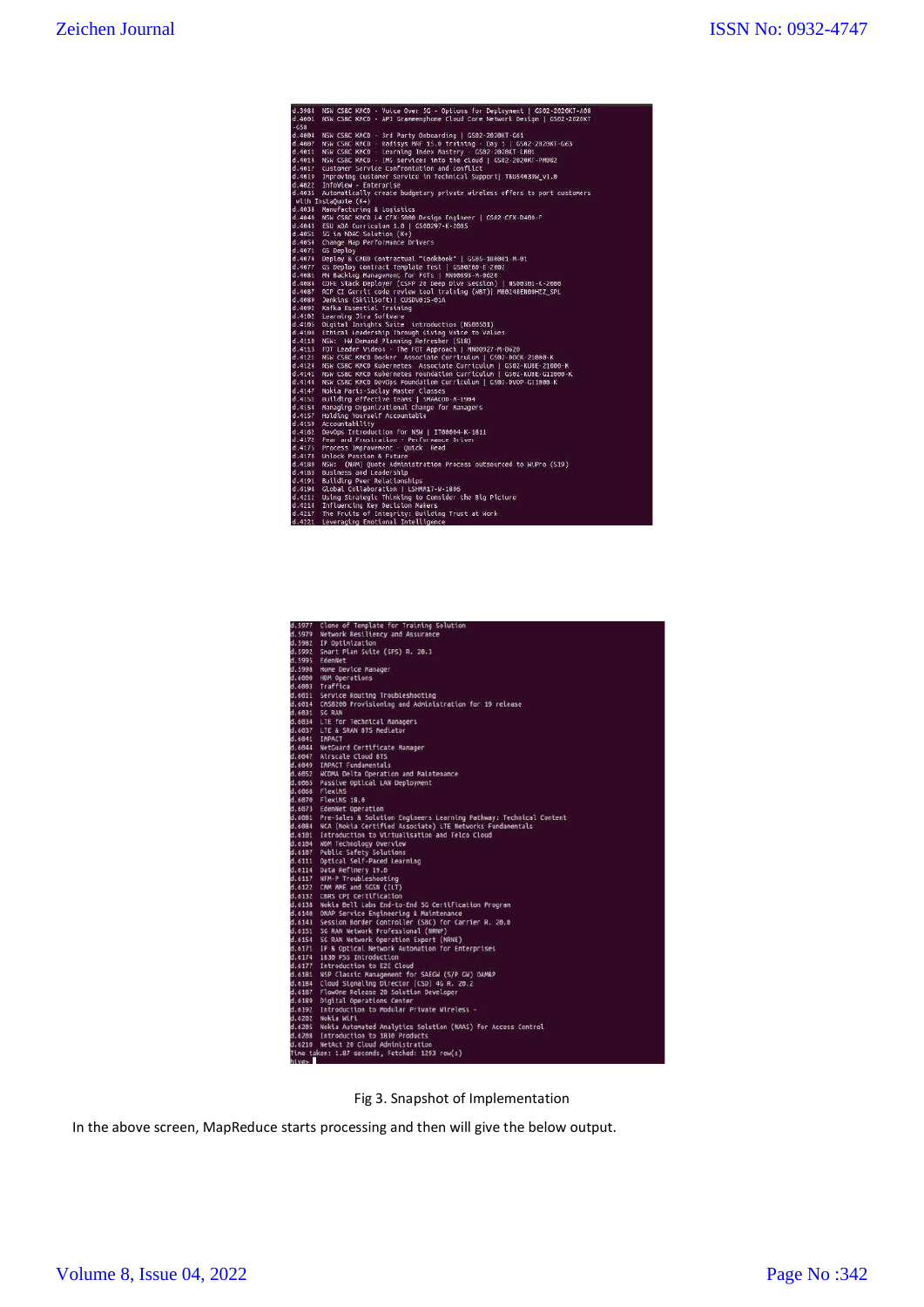```
d.3984  NSW CSBC KRCD - Voice Over 5G - Options for Deployment | GS02-2020KT-A08
d.4001  NSW CSBC KRCD - API Gramenphone Cloud Core Network Design | GS02-2020KT
-G58
d.4004  NSW CSBC KRCD - 3rd Party Onboarding | GS02-2020KT-G61
d.4007  NSW CSBC KRCD - Kodisys MRF 15.0 training - Day 1 | GS02-2020KT-G63
d.4011  NSW CSBC KRCD - Learning Index Mastery - GS02-2020KT-LR01
d.4014  NSW CSBC KRCD - IMS services into the cloud | GS02-2020KT-PM002
d.4017  Customer Service Confrontation and Conflict
d.4019  Improving Customer Service in Technical Support| TBUS4039W_V1.0
d.4022  InfoView - Enterprise
d.4035  Automatically create budgetary private wireless offers to port customers
 with InstaQuote (K+)
d.4038  Manufacturing & Logistics
d.4040  NCA CSBC KRCD L4 CFX 5000 Design Engineer | GS02-CFX-D400-F
d.4043  ESU xDA Curriculum 1.0 | GS00297-K-2005
d.4051  5G in NDAC Solution (K+)
d.4054  Change Map Performance Drivers
d.4071  G5 Deploy
d.4074  Deploy & CABD Contractual "Cookbook" | GS05-100001-M-01
d.4077  G5 Deploy Contract Template Test | GS00760-E-2002
d.4081  MN Backlog Management for FOTs | MN00693-M-0020
d.4084  COPE Stack Deployer (CSFP 20 Deep Dive Session) | NS00301-K-2000
d.4087  RCP CI Gerrit code review tool training (WBT)| MB0248EN00HEZ_SPL
d.4089  Jenkins (Skillsoft)| CUSDV035-01A
d.4092  Kafka Essential Training
d.4102  Learning Jira Software
d.4105  Digital Insights Suite  introduction (NS00501)
d.4108  Ethical Leadership Through Giving Voice to Values
d.4110  NSW:  HW Demand Planning Refresher (S18)
d.4113  FOT Leader Videos - The FOT Approach | MN00927-M-0020
d.4121  NSW CSBC KRCD Docker  Associate Curriculum | GS02-DOCK-21000-K
d.4124  NSW CSBC KRCD Kubernetes  Associate Curriculum | GS02-KUBE-21000-K
d.4141  NSW CSBC KRCD Kubernetes Foundation Curriculum | GS02-KUBE-G11000-K
d.4144  NSW CSBC KRCD DevOps Foundation Curriculum | GS02-DVOP-G11000-K
d.4147  Nokia Paris-Saclay Master Classes
d.4151  Building effective teams | SMAAC00-R-1994
d.4154  Managing Organizational Change for Managers
d.4157  Holding Yourself Accountable
d.4159  Accountability
d.4162  DevOps Introduction for NSW | IT00004-K-1011
d.4172  Fear and Frustration - Performance Driver
d.4175  Process Improvement - Quick  Read
d.4178  Unlock Passion & Future
d.4180  NSW:  (NAM) Quote Administration Process outsourced to WiPro (S19)
d.4183  Business and Leadership
d.4191  Building Peer Relationships
d.4194  Global Collaboration | LSHMA17-W-1806
d.4211  Using Strategic Thinking to Consider the Big Picture
d.4214  Influencing Key Decision Makers
d.4217  The Fruits of Integrity: Building Trust at Work
d.4221  Leveraging Emotional Intelligence
```

```
d.5977  Clone of Template for Training Solution
d.5979  Network Resiliency and Assurance
d.5982  IP Optimization
d.5992  Smart Plan Suite (SPS) R. 20.3
d.5995  EdenNet
d.5998  Home Device Manager
d.6000  HDM Operations
d.6003  Traffica
d.6011  Service Routing Troubleshooting
d.6014  CMS8200 Provisioning and Administration for 19 release
d.6031  5G RAN
d.6034  LTE for Technical Managers
d.6037  LTE & SRAN BTS Mediator
d.6041  IMPACT
d.6044  NetGuard Certificate Manager
d.6047  AirScale Cloud BTS
d.6049  IMPACT Fundamentals
d.6052  WCDMA Delta Operation and Maintenance
d.6063  Passive Optical LAN Deployment
d.6068  FlexiNS
d.6070  FlexiNS 18.0
d.6073  EdenNet Operation
d.6081  Pre-Sales & Solution Engineers Learning Pathway: Technical Content
d.6084  NCA (Nokia Certified Associate) LTE Networks Fundamentals
d.6101  Introduction to Virtualisation and Telco Cloud
d.6104  NDM Technology Overview
d.6107  Public Safety Solutions
d.6111  Optical Self-Paced Learning
d.6114  Data Refinery 19.0
d.6117  NFM-P Troubleshooting
d.6122  CMM MME and SGSN (ILT)
d.6132  CBRS CPI Certification
d.6138  Nokia Bell Labs End-to-End 5G Certification Program
d.6140  ONAP Service Engineering & Maintenance
d.6143  Session Border Controller (SBC) for Carrier R. 20.0
d.6151  5G RAN Network Professional (NRNP)
d.6154  5G RAN Network Operation Expert (NRNE)
d.6171  IP & Optical Network Automation for Enterprises
d.6174  1830 PSS Introduction
d.6177  Introduction to E2E Cloud
d.6181  NSP Classic Management for SAEGW (S/P GW) OAM&P
d.6184  Cloud Signaling Director (CSD) 4G R. 20.2
d.6187  FlowOne Release 20 Solution Developer
d.6189  Digital Operations Center
d.6192  Introduction to Modular Private Wireless -
d.6202  Nokia WiFi
d.6205  Nokia Automated Analytics Solution (NAAS) for Access Control
d.6208  Introduction to 1830 Products
d.6210  NetAct 20 Cloud Administration
Time taken: 1.07 seconds, Fetched: 1293 row(s)
hive>
```

Fig 3. Snapshot of Implementation

In the above screen, MapReduce starts processing and then will give the below output.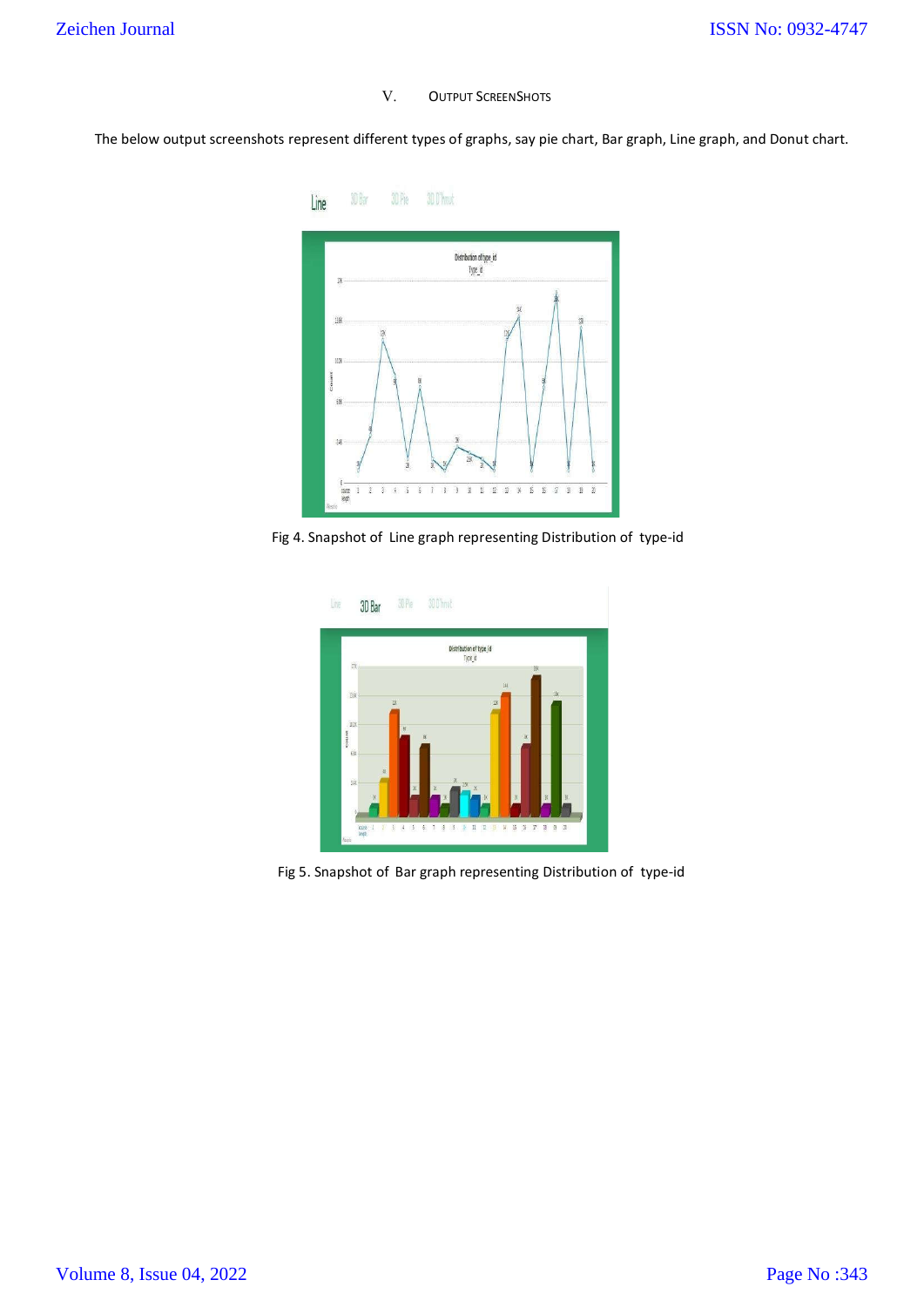## V. OUTPUT SCREENSHOTS

The below output screenshots represent different types of graphs, say pie chart, Bar graph, Line graph, and Donut chart.

Fig 4. Snapshot of Line graph representing Distribution of type-id

Fig 5. Snapshot of Bar graph representing Distribution of type-id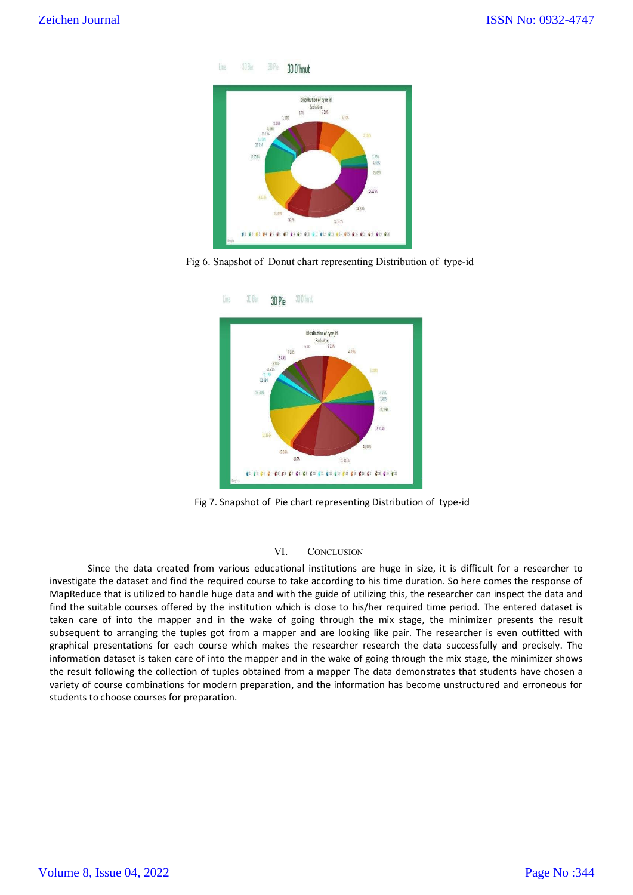Fig 6. Snapshot of Donut chart representing Distribution of type-id

Fig 7. Snapshot of Pie chart representing Distribution of type-id

## VI. CONCLUSION

Since the data created from various educational institutions are huge in size, it is difficult for a researcher to investigate the dataset and find the required course to take according to his time duration. So here comes the response of MapReduce that is utilized to handle huge data and with the guide of utilizing this, the researcher can inspect the data and find the suitable courses offered by the institution which is close to his/her required time period. The entered dataset is taken care of into the mapper and in the wake of going through the mix stage, the minimizer presents the result subsequent to arranging the tuples got from a mapper and are looking like pair. The researcher is even outfitted with graphical presentations for each course which makes the researcher research the data successfully and precisely. The information dataset is taken care of into the mapper and in the wake of going through the mix stage, the minimizer shows the result following the collection of tuples obtained from a mapper The data demonstrates that students have chosen a variety of course combinations for modern preparation, and the information has become unstructured and erroneous for students to choose courses for preparation.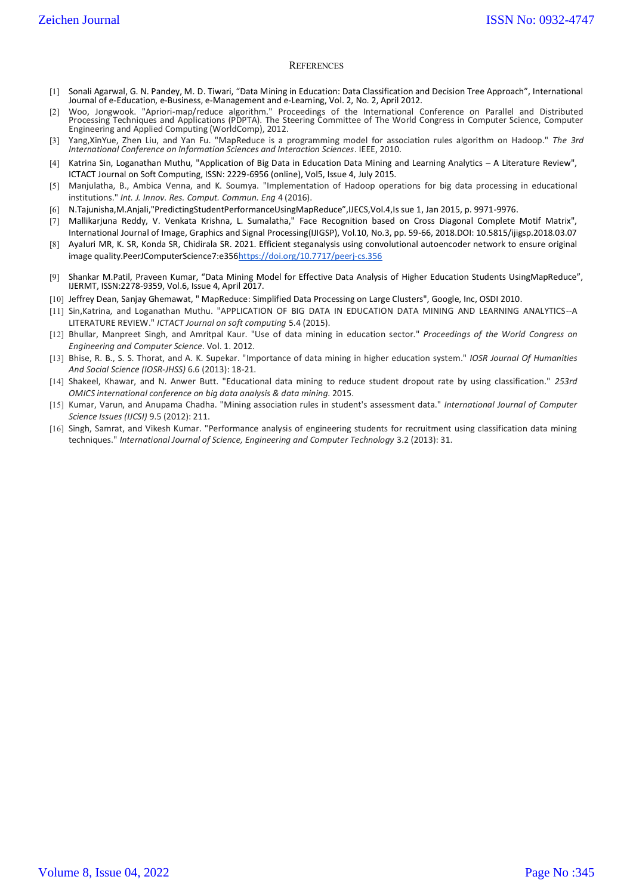## REFERENCES

[1] Sonali Agarwal, G. N. Pandey, M. D. Tiwari, “Data Mining in Education: Data Classification and Decision Tree Approach”, International Journal of e-Education, e-Business, e-Management and e-Learning, Vol. 2, No. 2, April 2012.

[2] Woo, Jongwook. "Apriori-map/reduce algorithm." Proceedings of the International Conference on Parallel and Distributed Processing Techniques and Applications (PDPTA). The Steering Committee of The World Congress in Computer Science, Computer Engineering and Applied Computing (WorldComp), 2012.

[3] Yang,XinYue, Zhen Liu, and Yan Fu. "MapReduce is a programming model for association rules algorithm on Hadoop." *The 3rd International Conference on Information Sciences and Interaction Sciences*. IEEE, 2010.

[4] Katrina Sin, Loganathan Muthu, "Application of Big Data in Education Data Mining and Learning Analytics – A Literature Review", ICTACT Journal on Soft Computing, ISSN: 2229-6956 (online), Vol5, Issue 4, July 2015.

[5] Manjulatha, B., Ambica Venna, and K. Soumya. "Implementation of Hadoop operations for big data processing in educational institutions." *Int. J. Innov. Res. Comput. Commun. Eng* 4 (2016).

[6] N.Tajunisha,M.Anjali,"PredictingStudentPerformanceUsingMapReduce”,IJECS,Vol.4,Is sue 1, Jan 2015, p. 9971-9976.

[7] Mallikarjuna Reddy, V. Venkata Krishna, L. Sumalatha," Face Recognition based on Cross Diagonal Complete Motif Matrix", International Journal of Image, Graphics and Signal Processing(IJIGSP), Vol.10, No.3, pp. 59-66, 2018.DOI: 10.5815/ijigsp.2018.03.07

[8] Ayaluri MR, K. SR, Konda SR, Chidirala SR. 2021. Efficient steganalysis using convolutional autoencoder network to ensure original image quality.PeerJComputerScience7:e356https://doi.org/10.7717/peerj-cs.356

[9] Shankar M.Patil, Praveen Kumar, “Data Mining Model for Effective Data Analysis of Higher Education Students UsingMapReduce”, IJERMT, ISSN:2278-9359, Vol.6, Issue 4, April 2017.

[10] Jeffrey Dean, Sanjay Ghemawat, " MapReduce: Simplified Data Processing on Large Clusters", Google, Inc, OSDI 2010.

[11] Sin,Katrina, and Loganathan Muthu. "APPLICATION OF BIG DATA IN EDUCATION DATA MINING AND LEARNING ANALYTICS--A LITERATURE REVIEW." *ICTACT Journal on soft computing* 5.4 (2015).

[12] Bhullar, Manpreet Singh, and Amritpal Kaur. "Use of data mining in education sector." *Proceedings of the World Congress on Engineering and Computer Science*. Vol. 1. 2012.

[13] Bhise, R. B., S. S. Thorat, and A. K. Supekar. "Importance of data mining in higher education system." *IOSR Journal Of Humanities And Social Science (IOSR-JHSS)* 6.6 (2013): 18-21.

[14] Shakeel, Khawar, and N. Anwer Butt. "Educational data mining to reduce student dropout rate by using classification." *253rd OMICS international conference on big data analysis & data mining*. 2015.

[15] Kumar, Varun, and Anupama Chadha. "Mining association rules in student's assessment data." *International Journal of Computer Science Issues (IJCSI)* 9.5 (2012): 211.

[16] Singh, Samrat, and Vikesh Kumar. "Performance analysis of engineering students for recruitment using classification data mining techniques." *International Journal of Science, Engineering and Computer Technology* 3.2 (2013): 31.